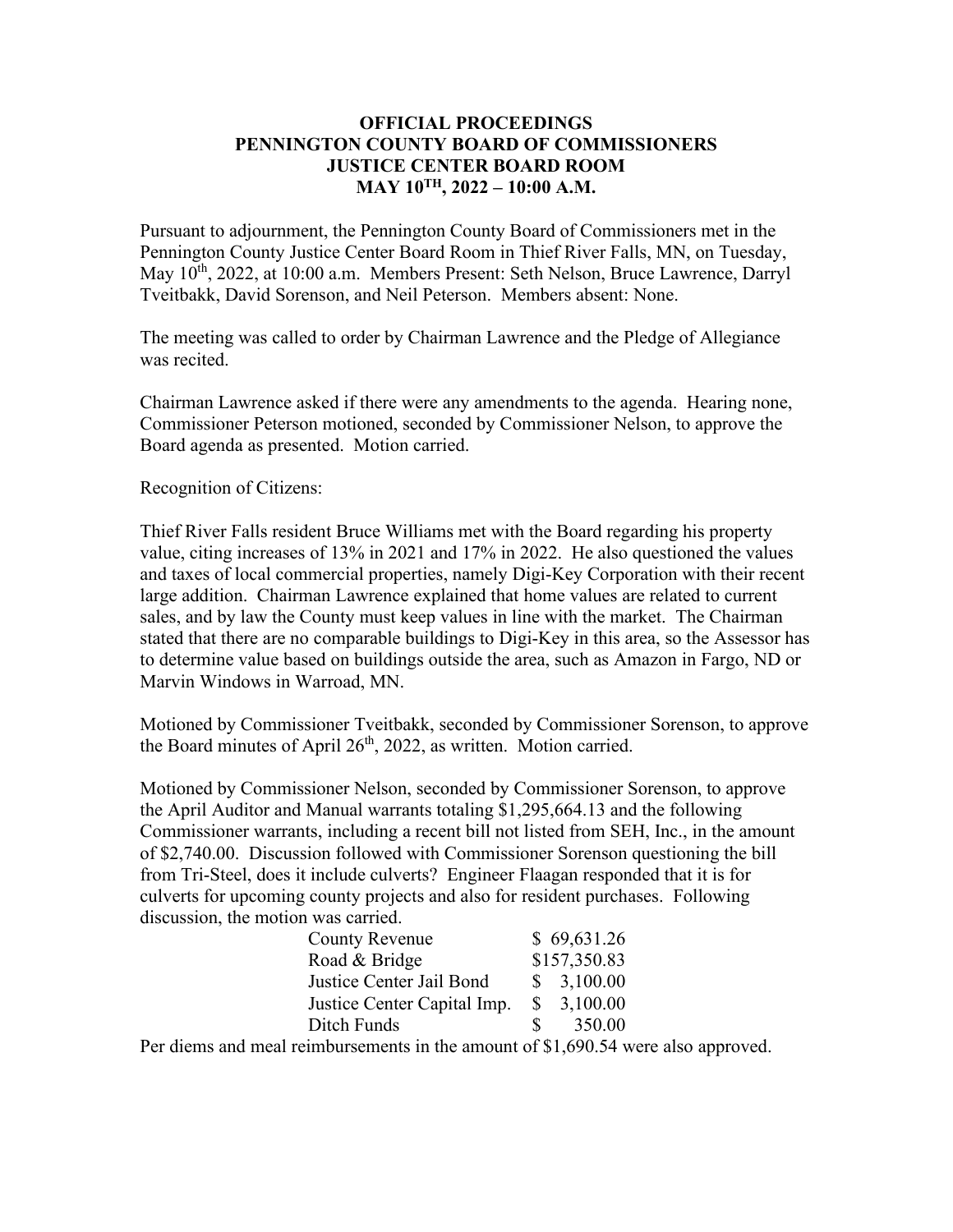# OFFICIAL PROCEEDINGS
# PENNINGTON COUNTY BOARD OF COMMISSIONERS
# JUSTICE CENTER BOARD ROOM
# MAY 10TH, 2022 – 10:00 A.M.

Pursuant to adjournment, the Pennington County Board of Commissioners met in the Pennington County Justice Center Board Room in Thief River Falls, MN, on Tuesday, May 10th, 2022, at 10:00 a.m. Members Present: Seth Nelson, Bruce Lawrence, Darryl Tveitbakk, David Sorenson, and Neil Peterson. Members absent: None.

The meeting was called to order by Chairman Lawrence and the Pledge of Allegiance was recited.

Chairman Lawrence asked if there were any amendments to the agenda. Hearing none, Commissioner Peterson motioned, seconded by Commissioner Nelson, to approve the Board agenda as presented. Motion carried.

Recognition of Citizens:

Thief River Falls resident Bruce Williams met with the Board regarding his property value, citing increases of 13% in 2021 and 17% in 2022. He also questioned the values and taxes of local commercial properties, namely Digi-Key Corporation with their recent large addition. Chairman Lawrence explained that home values are related to current sales, and by law the County must keep values in line with the market. The Chairman stated that there are no comparable buildings to Digi-Key in this area, so the Assessor has to determine value based on buildings outside the area, such as Amazon in Fargo, ND or Marvin Windows in Warroad, MN.

Motioned by Commissioner Tveitbakk, seconded by Commissioner Sorenson, to approve the Board minutes of April 26th, 2022, as written. Motion carried.

Motioned by Commissioner Nelson, seconded by Commissioner Sorenson, to approve the April Auditor and Manual warrants totaling $1,295,664.13 and the following Commissioner warrants, including a recent bill not listed from SEH, Inc., in the amount of $2,740.00. Discussion followed with Commissioner Sorenson questioning the bill from Tri-Steel, does it include culverts? Engineer Flaagan responded that it is for culverts for upcoming county projects and also for resident purchases. Following discussion, the motion was carried.

| | |
|---|---|
| County Revenue | $ 69,631.26 |
| Road & Bridge | $157,350.83 |
| Justice Center Jail Bond | $ 3,100.00 |
| Justice Center Capital Imp. | $ 3,100.00 |
| Ditch Funds | $ 350.00 |

Per diems and meal reimbursements in the amount of $1,690.54 were also approved.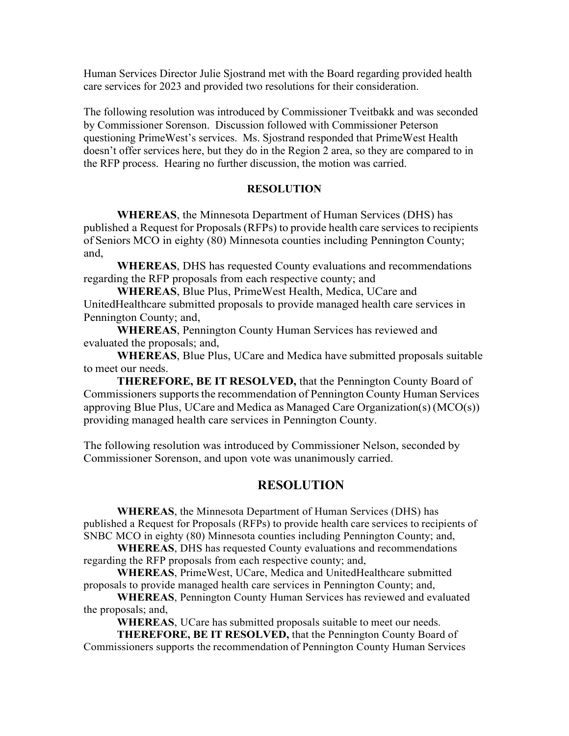Human Services Director Julie Sjostrand met with the Board regarding provided health care services for 2023 and provided two resolutions for their consideration.

The following resolution was introduced by Commissioner Tveitbakk and was seconded by Commissioner Sorenson. Discussion followed with Commissioner Peterson questioning PrimeWest's services. Ms. Sjostrand responded that PrimeWest Health doesn't offer services here, but they do in the Region 2 area, so they are compared to in the RFP process. Hearing no further discussion, the motion was carried.

**RESOLUTION**

**WHEREAS**, the Minnesota Department of Human Services (DHS) has published a Request for Proposals (RFPs) to provide health care services to recipients of Seniors MCO in eighty (80) Minnesota counties including Pennington County; and,

**WHEREAS**, DHS has requested County evaluations and recommendations regarding the RFP proposals from each respective county; and

**WHEREAS**, Blue Plus, PrimeWest Health, Medica, UCare and UnitedHealthcare submitted proposals to provide managed health care services in Pennington County; and,

**WHEREAS**, Pennington County Human Services has reviewed and evaluated the proposals; and,

**WHEREAS**, Blue Plus, UCare and Medica have submitted proposals suitable to meet our needs.

**THEREFORE, BE IT RESOLVED,** that the Pennington County Board of Commissioners supports the recommendation of Pennington County Human Services approving Blue Plus, UCare and Medica as Managed Care Organization(s) (MCO(s)) providing managed health care services in Pennington County.

The following resolution was introduced by Commissioner Nelson, seconded by Commissioner Sorenson, and upon vote was unanimously carried.

## RESOLUTION

**WHEREAS**, the Minnesota Department of Human Services (DHS) has published a Request for Proposals (RFPs) to provide health care services to recipients of SNBC MCO in eighty (80) Minnesota counties including Pennington County; and,

**WHEREAS**, DHS has requested County evaluations and recommendations regarding the RFP proposals from each respective county; and,

**WHEREAS**, PrimeWest, UCare, Medica and UnitedHealthcare submitted proposals to provide managed health care services in Pennington County; and,

**WHEREAS**, Pennington County Human Services has reviewed and evaluated the proposals; and,

**WHEREAS**, UCare has submitted proposals suitable to meet our needs.

**THEREFORE, BE IT RESOLVED,** that the Pennington County Board of Commissioners supports the recommendation of Pennington County Human Services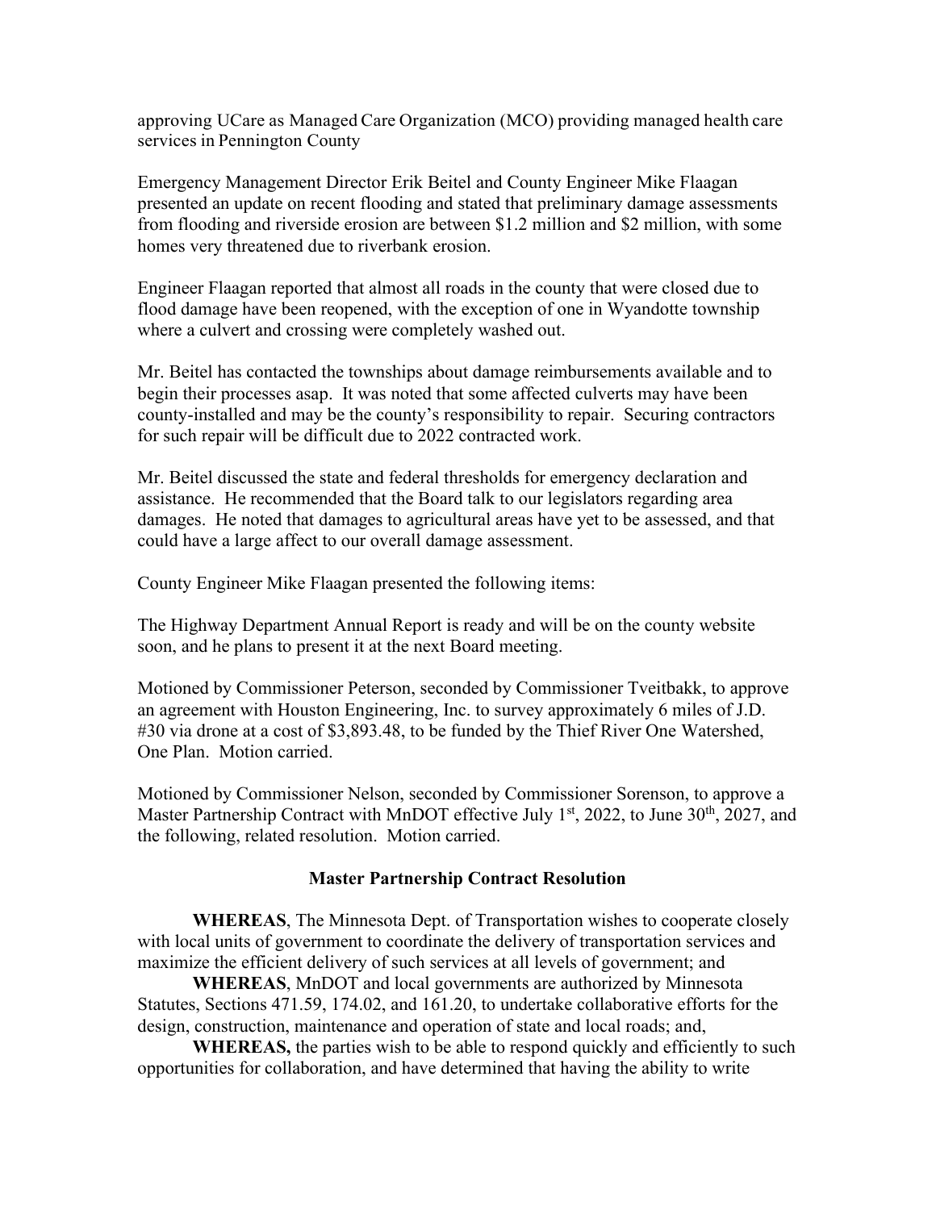approving UCare as Managed Care Organization (MCO) providing managed health care services in Pennington County

Emergency Management Director Erik Beitel and County Engineer Mike Flaagan presented an update on recent flooding and stated that preliminary damage assessments from flooding and riverside erosion are between $1.2 million and $2 million, with some homes very threatened due to riverbank erosion.

Engineer Flaagan reported that almost all roads in the county that were closed due to flood damage have been reopened, with the exception of one in Wyandotte township where a culvert and crossing were completely washed out.

Mr. Beitel has contacted the townships about damage reimbursements available and to begin their processes asap. It was noted that some affected culverts may have been county-installed and may be the county's responsibility to repair. Securing contractors for such repair will be difficult due to 2022 contracted work.

Mr. Beitel discussed the state and federal thresholds for emergency declaration and assistance. He recommended that the Board talk to our legislators regarding area damages. He noted that damages to agricultural areas have yet to be assessed, and that could have a large affect to our overall damage assessment.

County Engineer Mike Flaagan presented the following items:

The Highway Department Annual Report is ready and will be on the county website soon, and he plans to present it at the next Board meeting.

Motioned by Commissioner Peterson, seconded by Commissioner Tveitbakk, to approve an agreement with Houston Engineering, Inc. to survey approximately 6 miles of J.D. #30 via drone at a cost of $3,893.48, to be funded by the Thief River One Watershed, One Plan. Motion carried.

Motioned by Commissioner Nelson, seconded by Commissioner Sorenson, to approve a Master Partnership Contract with MnDOT effective July 1st, 2022, to June 30th, 2027, and the following, related resolution. Motion carried.

### Master Partnership Contract Resolution

**WHEREAS**, The Minnesota Dept. of Transportation wishes to cooperate closely with local units of government to coordinate the delivery of transportation services and maximize the efficient delivery of such services at all levels of government; and

**WHEREAS**, MnDOT and local governments are authorized by Minnesota Statutes, Sections 471.59, 174.02, and 161.20, to undertake collaborative efforts for the design, construction, maintenance and operation of state and local roads; and,

**WHEREAS,** the parties wish to be able to respond quickly and efficiently to such opportunities for collaboration, and have determined that having the ability to write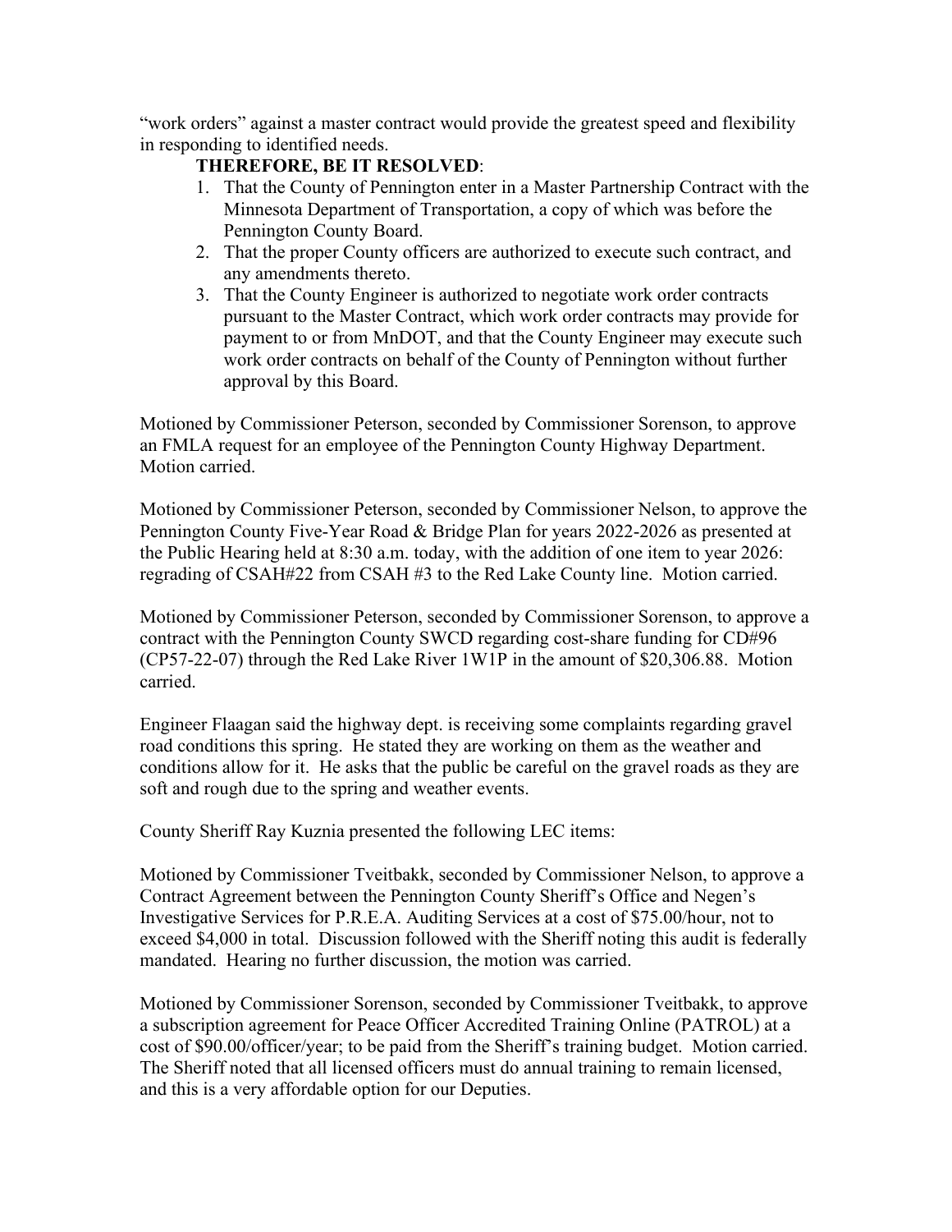"work orders" against a master contract would provide the greatest speed and flexibility in responding to identified needs.

**THEREFORE, BE IT RESOLVED**:

1. That the County of Pennington enter in a Master Partnership Contract with the Minnesota Department of Transportation, a copy of which was before the Pennington County Board.
2. That the proper County officers are authorized to execute such contract, and any amendments thereto.
3. That the County Engineer is authorized to negotiate work order contracts pursuant to the Master Contract, which work order contracts may provide for payment to or from MnDOT, and that the County Engineer may execute such work order contracts on behalf of the County of Pennington without further approval by this Board.

Motioned by Commissioner Peterson, seconded by Commissioner Sorenson, to approve an FMLA request for an employee of the Pennington County Highway Department. Motion carried.

Motioned by Commissioner Peterson, seconded by Commissioner Nelson, to approve the Pennington County Five-Year Road & Bridge Plan for years 2022-2026 as presented at the Public Hearing held at 8:30 a.m. today, with the addition of one item to year 2026: regrading of CSAH#22 from CSAH #3 to the Red Lake County line. Motion carried.

Motioned by Commissioner Peterson, seconded by Commissioner Sorenson, to approve a contract with the Pennington County SWCD regarding cost-share funding for CD#96 (CP57-22-07) through the Red Lake River 1W1P in the amount of $20,306.88. Motion carried.

Engineer Flaagan said the highway dept. is receiving some complaints regarding gravel road conditions this spring. He stated they are working on them as the weather and conditions allow for it. He asks that the public be careful on the gravel roads as they are soft and rough due to the spring and weather events.

County Sheriff Ray Kuznia presented the following LEC items:

Motioned by Commissioner Tveitbakk, seconded by Commissioner Nelson, to approve a Contract Agreement between the Pennington County Sheriff's Office and Negen's Investigative Services for P.R.E.A. Auditing Services at a cost of $75.00/hour, not to exceed $4,000 in total. Discussion followed with the Sheriff noting this audit is federally mandated. Hearing no further discussion, the motion was carried.

Motioned by Commissioner Sorenson, seconded by Commissioner Tveitbakk, to approve a subscription agreement for Peace Officer Accredited Training Online (PATROL) at a cost of $90.00/officer/year; to be paid from the Sheriff's training budget. Motion carried. The Sheriff noted that all licensed officers must do annual training to remain licensed, and this is a very affordable option for our Deputies.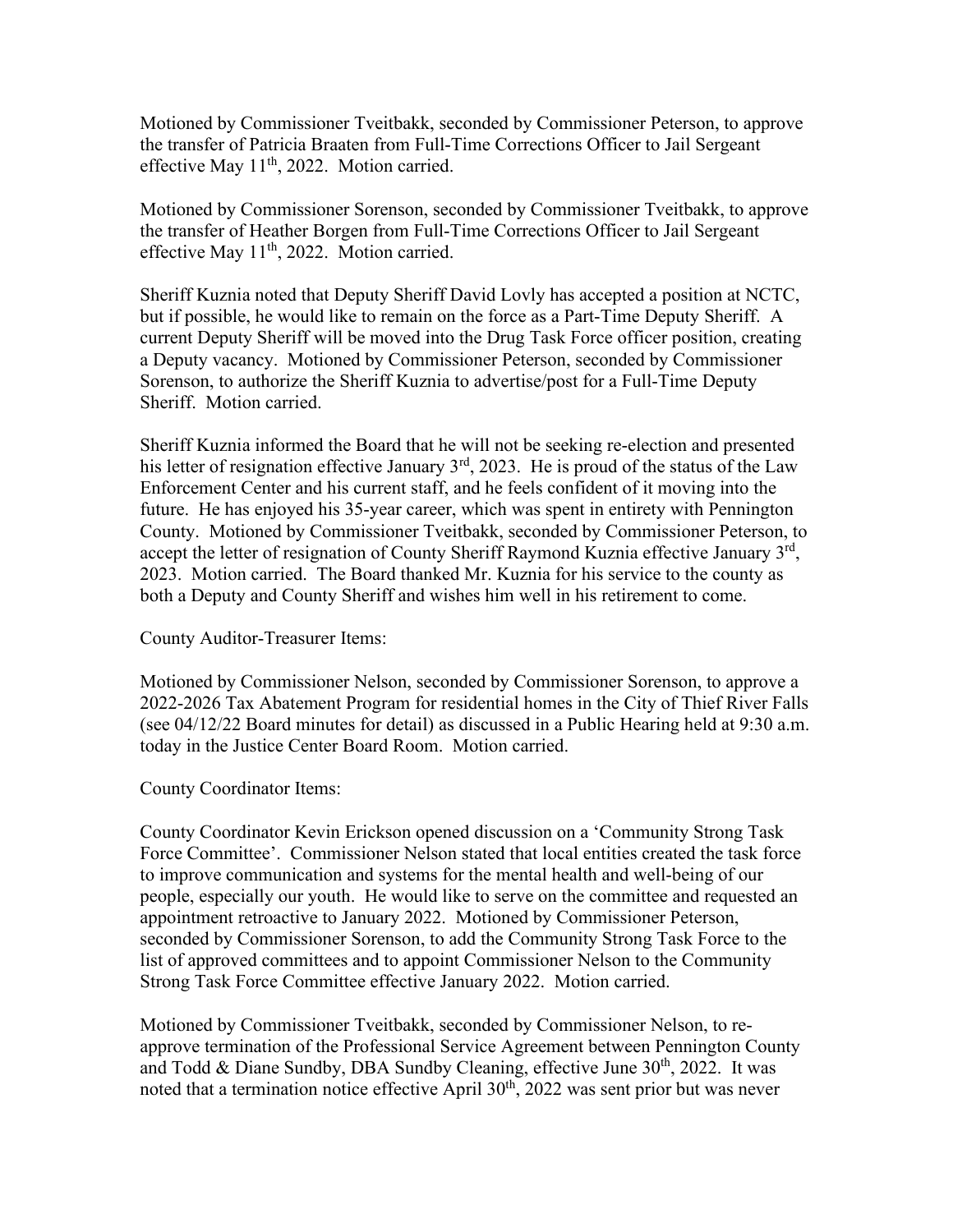Motioned by Commissioner Tveitbakk, seconded by Commissioner Peterson, to approve the transfer of Patricia Braaten from Full-Time Corrections Officer to Jail Sergeant effective May 11th, 2022. Motion carried.

Motioned by Commissioner Sorenson, seconded by Commissioner Tveitbakk, to approve the transfer of Heather Borgen from Full-Time Corrections Officer to Jail Sergeant effective May 11th, 2022. Motion carried.

Sheriff Kuznia noted that Deputy Sheriff David Lovly has accepted a position at NCTC, but if possible, he would like to remain on the force as a Part-Time Deputy Sheriff. A current Deputy Sheriff will be moved into the Drug Task Force officer position, creating a Deputy vacancy. Motioned by Commissioner Peterson, seconded by Commissioner Sorenson, to authorize the Sheriff Kuznia to advertise/post for a Full-Time Deputy Sheriff. Motion carried.

Sheriff Kuznia informed the Board that he will not be seeking re-election and presented his letter of resignation effective January 3rd, 2023. He is proud of the status of the Law Enforcement Center and his current staff, and he feels confident of it moving into the future. He has enjoyed his 35-year career, which was spent in entirety with Pennington County. Motioned by Commissioner Tveitbakk, seconded by Commissioner Peterson, to accept the letter of resignation of County Sheriff Raymond Kuznia effective January 3rd, 2023. Motion carried. The Board thanked Mr. Kuznia for his service to the county as both a Deputy and County Sheriff and wishes him well in his retirement to come.

County Auditor-Treasurer Items:

Motioned by Commissioner Nelson, seconded by Commissioner Sorenson, to approve a 2022-2026 Tax Abatement Program for residential homes in the City of Thief River Falls (see 04/12/22 Board minutes for detail) as discussed in a Public Hearing held at 9:30 a.m. today in the Justice Center Board Room. Motion carried.

County Coordinator Items:

County Coordinator Kevin Erickson opened discussion on a 'Community Strong Task Force Committee'. Commissioner Nelson stated that local entities created the task force to improve communication and systems for the mental health and well-being of our people, especially our youth. He would like to serve on the committee and requested an appointment retroactive to January 2022. Motioned by Commissioner Peterson, seconded by Commissioner Sorenson, to add the Community Strong Task Force to the list of approved committees and to appoint Commissioner Nelson to the Community Strong Task Force Committee effective January 2022. Motion carried.

Motioned by Commissioner Tveitbakk, seconded by Commissioner Nelson, to re-approve termination of the Professional Service Agreement between Pennington County and Todd & Diane Sundby, DBA Sundby Cleaning, effective June 30th, 2022. It was noted that a termination notice effective April 30th, 2022 was sent prior but was never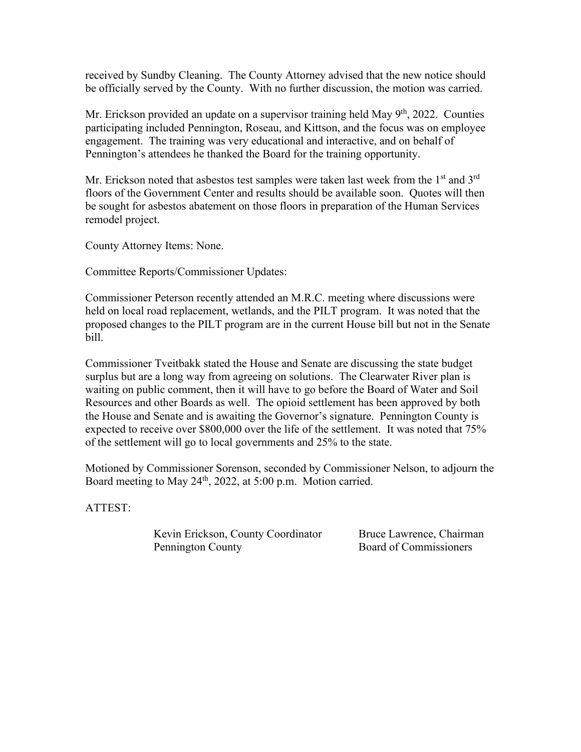received by Sundby Cleaning. The County Attorney advised that the new notice should be officially served by the County. With no further discussion, the motion was carried.

Mr. Erickson provided an update on a supervisor training held May 9th, 2022. Counties participating included Pennington, Roseau, and Kittson, and the focus was on employee engagement. The training was very educational and interactive, and on behalf of Pennington's attendees he thanked the Board for the training opportunity.

Mr. Erickson noted that asbestos test samples were taken last week from the 1st and 3rd floors of the Government Center and results should be available soon. Quotes will then be sought for asbestos abatement on those floors in preparation of the Human Services remodel project.

County Attorney Items: None.

Committee Reports/Commissioner Updates:

Commissioner Peterson recently attended an M.R.C. meeting where discussions were held on local road replacement, wetlands, and the PILT program. It was noted that the proposed changes to the PILT program are in the current House bill but not in the Senate bill.

Commissioner Tveitbakk stated the House and Senate are discussing the state budget surplus but are a long way from agreeing on solutions. The Clearwater River plan is waiting on public comment, then it will have to go before the Board of Water and Soil Resources and other Boards as well. The opioid settlement has been approved by both the House and Senate and is awaiting the Governor's signature. Pennington County is expected to receive over $800,000 over the life of the settlement. It was noted that 75% of the settlement will go to local governments and 25% to the state.

Motioned by Commissioner Sorenson, seconded by Commissioner Nelson, to adjourn the Board meeting to May 24th, 2022, at 5:00 p.m. Motion carried.

ATTEST:

Kevin Erickson, County Coordinator
Pennington County

Bruce Lawrence, Chairman
Board of Commissioners